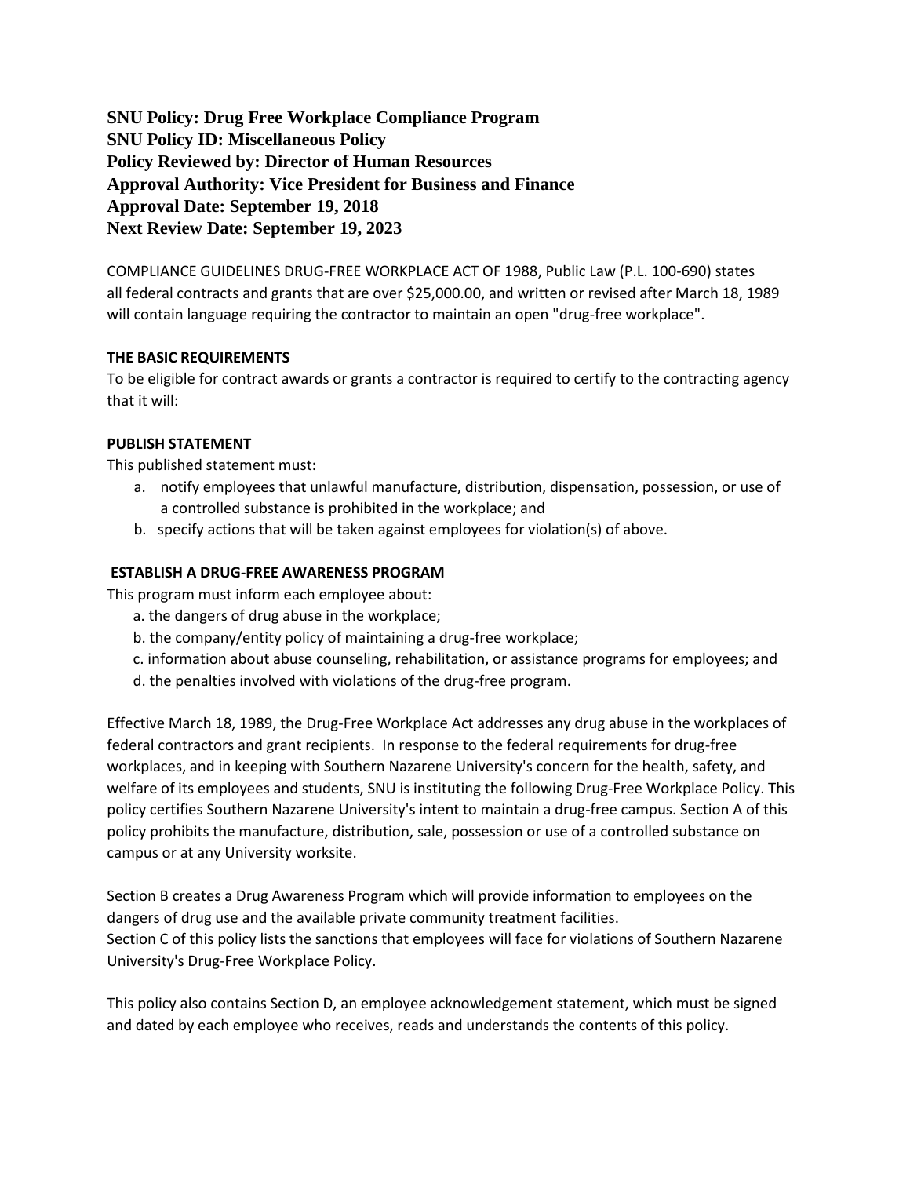**SNU Policy: Drug Free Workplace Compliance Program**
**SNU Policy ID: Miscellaneous Policy**
**Policy Reviewed by: Director of Human Resources**
**Approval Authority: Vice President for Business and Finance**
**Approval Date: September 19, 2018**
**Next Review Date: September 19, 2023**

COMPLIANCE GUIDELINES DRUG-FREE WORKPLACE ACT OF 1988, Public Law (P.L. 100-690) states all federal contracts and grants that are over $25,000.00, and written or revised after March 18, 1989 will contain language requiring the contractor to maintain an open "drug-free workplace".

**THE BASIC REQUIREMENTS**

To be eligible for contract awards or grants a contractor is required to certify to the contracting agency that it will:

**PUBLISH STATEMENT**

This published statement must:

a. notify employees that unlawful manufacture, distribution, dispensation, possession, or use of a controlled substance is prohibited in the workplace; and
b. specify actions that will be taken against employees for violation(s) of above.

**ESTABLISH A DRUG-FREE AWARENESS PROGRAM**

This program must inform each employee about:

a. the dangers of drug abuse in the workplace;
b. the company/entity policy of maintaining a drug-free workplace;
c. information about abuse counseling, rehabilitation, or assistance programs for employees; and
d. the penalties involved with violations of the drug-free program.

Effective March 18, 1989, the Drug-Free Workplace Act addresses any drug abuse in the workplaces of federal contractors and grant recipients. In response to the federal requirements for drug-free workplaces, and in keeping with Southern Nazarene University's concern for the health, safety, and welfare of its employees and students, SNU is instituting the following Drug-Free Workplace Policy. This policy certifies Southern Nazarene University's intent to maintain a drug-free campus. Section A of this policy prohibits the manufacture, distribution, sale, possession or use of a controlled substance on campus or at any University worksite.

Section B creates a Drug Awareness Program which will provide information to employees on the dangers of drug use and the available private community treatment facilities.
Section C of this policy lists the sanctions that employees will face for violations of Southern Nazarene University's Drug-Free Workplace Policy.

This policy also contains Section D, an employee acknowledgement statement, which must be signed and dated by each employee who receives, reads and understands the contents of this policy.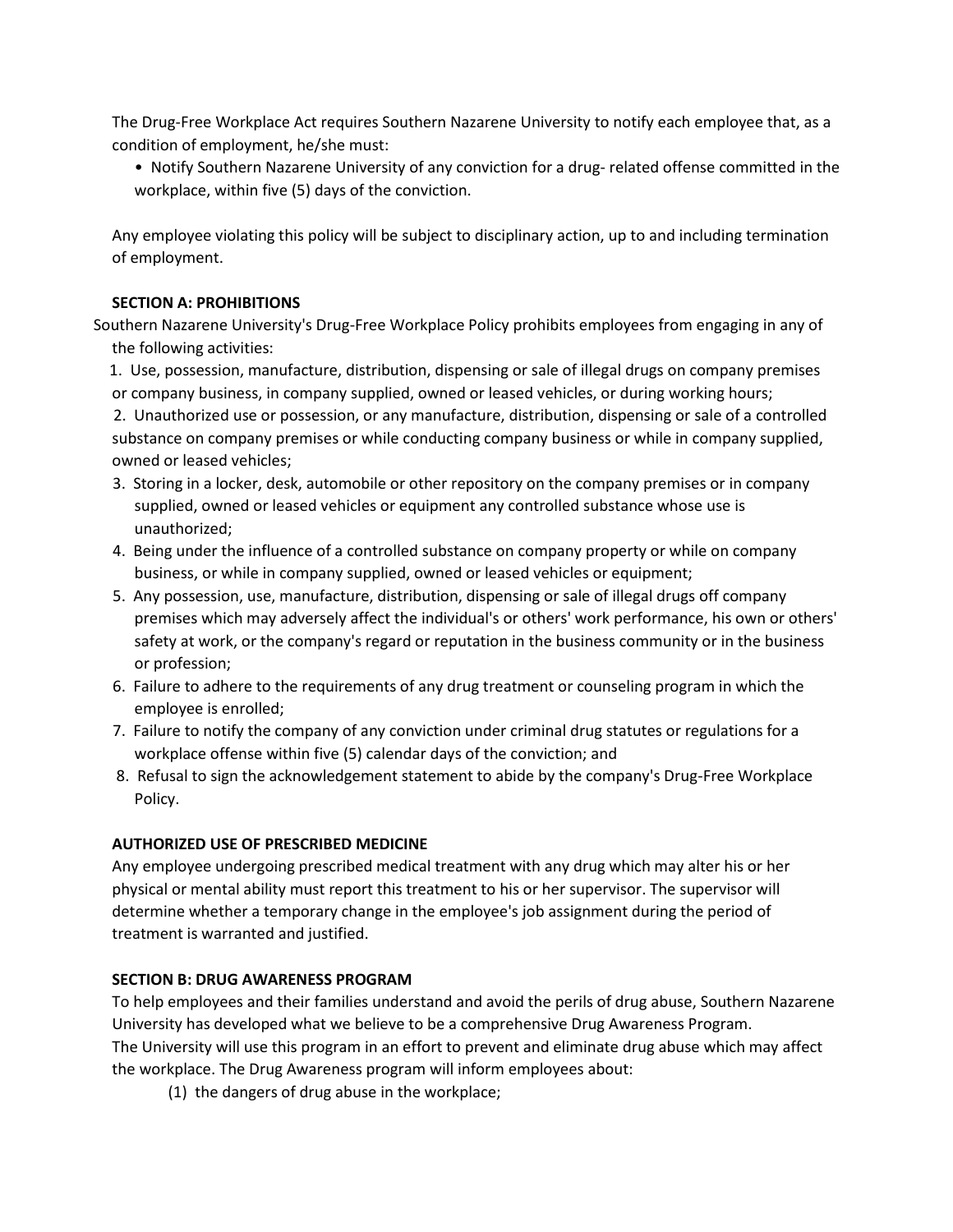The Drug-Free Workplace Act requires Southern Nazarene University to notify each employee that, as a condition of employment, he/she must:

- Notify Southern Nazarene University of any conviction for a drug- related offense committed in the workplace, within five (5) days of the conviction.

Any employee violating this policy will be subject to disciplinary action, up to and including termination of employment.

**SECTION A: PROHIBITIONS**

Southern Nazarene University's Drug-Free Workplace Policy prohibits employees from engaging in any of the following activities:

1. Use, possession, manufacture, distribution, dispensing or sale of illegal drugs on company premises or company business, in company supplied, owned or leased vehicles, or during working hours;
2. Unauthorized use or possession, or any manufacture, distribution, dispensing or sale of a controlled substance on company premises or while conducting company business or while in company supplied, owned or leased vehicles;
3. Storing in a locker, desk, automobile or other repository on the company premises or in company supplied, owned or leased vehicles or equipment any controlled substance whose use is unauthorized;
4. Being under the influence of a controlled substance on company property or while on company business, or while in company supplied, owned or leased vehicles or equipment;
5. Any possession, use, manufacture, distribution, dispensing or sale of illegal drugs off company premises which may adversely affect the individual's or others' work performance, his own or others' safety at work, or the company's regard or reputation in the business community or in the business or profession;
6. Failure to adhere to the requirements of any drug treatment or counseling program in which the employee is enrolled;
7. Failure to notify the company of any conviction under criminal drug statutes or regulations for a workplace offense within five (5) calendar days of the conviction; and
8. Refusal to sign the acknowledgement statement to abide by the company's Drug-Free Workplace Policy.

**AUTHORIZED USE OF PRESCRIBED MEDICINE**

Any employee undergoing prescribed medical treatment with any drug which may alter his or her physical or mental ability must report this treatment to his or her supervisor. The supervisor will determine whether a temporary change in the employee's job assignment during the period of treatment is warranted and justified.

**SECTION B: DRUG AWARENESS PROGRAM**

To help employees and their families understand and avoid the perils of drug abuse, Southern Nazarene University has developed what we believe to be a comprehensive Drug Awareness Program.
The University will use this program in an effort to prevent and eliminate drug abuse which may affect the workplace. The Drug Awareness program will inform employees about:

(1) the dangers of drug abuse in the workplace;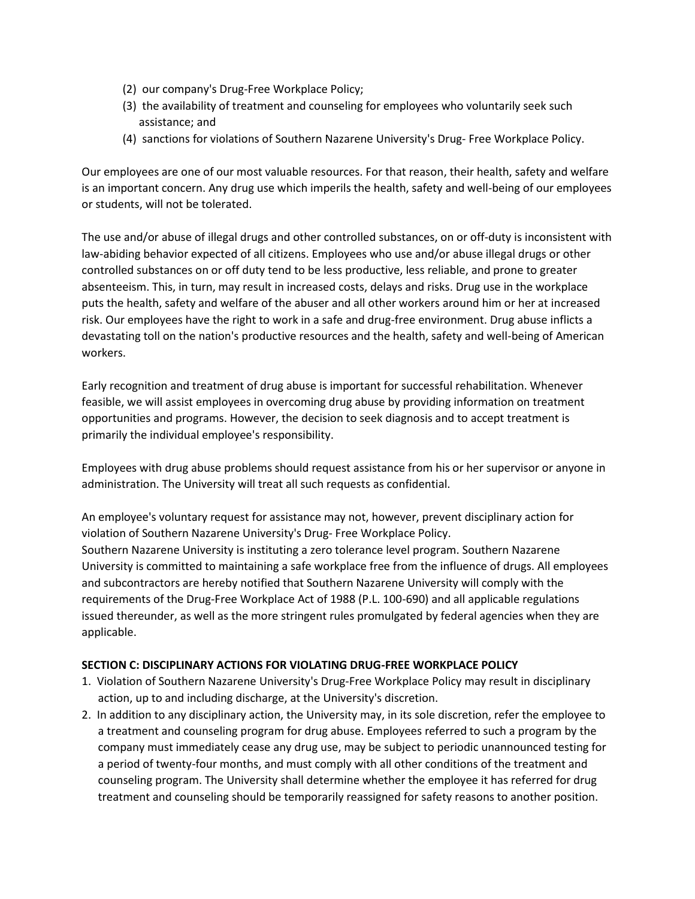(2) our company's Drug-Free Workplace Policy;
(3) the availability of treatment and counseling for employees who voluntarily seek such assistance; and
(4) sanctions for violations of Southern Nazarene University's Drug- Free Workplace Policy.

Our employees are one of our most valuable resources. For that reason, their health, safety and welfare is an important concern. Any drug use which imperils the health, safety and well-being of our employees or students, will not be tolerated.

The use and/or abuse of illegal drugs and other controlled substances, on or off-duty is inconsistent with law-abiding behavior expected of all citizens. Employees who use and/or abuse illegal drugs or other controlled substances on or off duty tend to be less productive, less reliable, and prone to greater absenteeism. This, in turn, may result in increased costs, delays and risks. Drug use in the workplace puts the health, safety and welfare of the abuser and all other workers around him or her at increased risk. Our employees have the right to work in a safe and drug-free environment. Drug abuse inflicts a devastating toll on the nation's productive resources and the health, safety and well-being of American workers.

Early recognition and treatment of drug abuse is important for successful rehabilitation. Whenever feasible, we will assist employees in overcoming drug abuse by providing information on treatment opportunities and programs. However, the decision to seek diagnosis and to accept treatment is primarily the individual employee's responsibility.

Employees with drug abuse problems should request assistance from his or her supervisor or anyone in administration. The University will treat all such requests as confidential.

An employee's voluntary request for assistance may not, however, prevent disciplinary action for violation of Southern Nazarene University's Drug- Free Workplace Policy.
Southern Nazarene University is instituting a zero tolerance level program. Southern Nazarene University is committed to maintaining a safe workplace free from the influence of drugs. All employees and subcontractors are hereby notified that Southern Nazarene University will comply with the requirements of the Drug-Free Workplace Act of 1988 (P.L. 100-690) and all applicable regulations issued thereunder, as well as the more stringent rules promulgated by federal agencies when they are applicable.

**SECTION C: DISCIPLINARY ACTIONS FOR VIOLATING DRUG-FREE WORKPLACE POLICY**

1. Violation of Southern Nazarene University's Drug-Free Workplace Policy may result in disciplinary action, up to and including discharge, at the University's discretion.
2. In addition to any disciplinary action, the University may, in its sole discretion, refer the employee to a treatment and counseling program for drug abuse. Employees referred to such a program by the company must immediately cease any drug use, may be subject to periodic unannounced testing for a period of twenty-four months, and must comply with all other conditions of the treatment and counseling program. The University shall determine whether the employee it has referred for drug treatment and counseling should be temporarily reassigned for safety reasons to another position.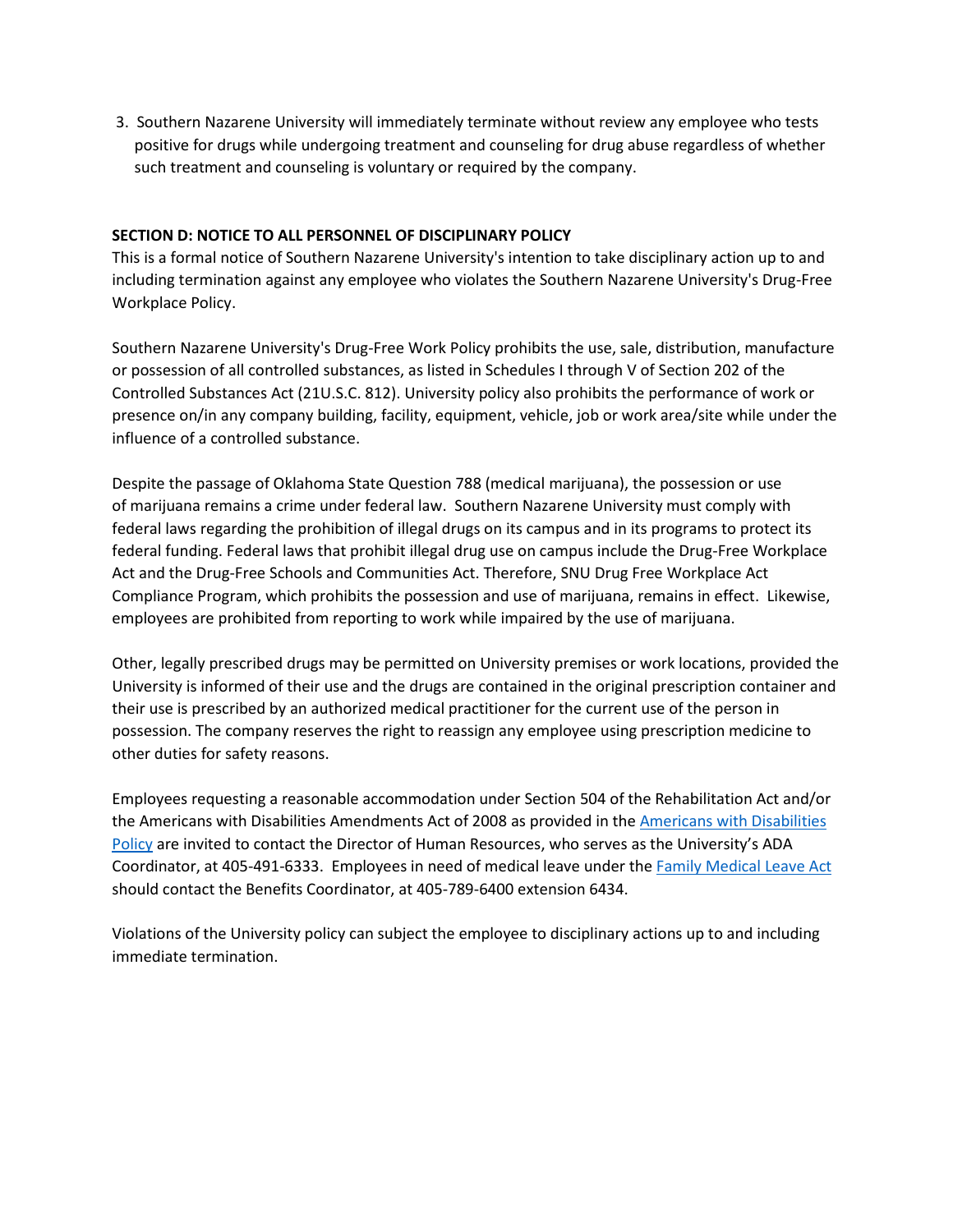3. Southern Nazarene University will immediately terminate without review any employee who tests positive for drugs while undergoing treatment and counseling for drug abuse regardless of whether such treatment and counseling is voluntary or required by the company.

**SECTION D: NOTICE TO ALL PERSONNEL OF DISCIPLINARY POLICY**

This is a formal notice of Southern Nazarene University's intention to take disciplinary action up to and including termination against any employee who violates the Southern Nazarene University's Drug-Free Workplace Policy.

Southern Nazarene University's Drug-Free Work Policy prohibits the use, sale, distribution, manufacture or possession of all controlled substances, as listed in Schedules I through V of Section 202 of the Controlled Substances Act (21U.S.C. 812). University policy also prohibits the performance of work or presence on/in any company building, facility, equipment, vehicle, job or work area/site while under the influence of a controlled substance.

Despite the passage of Oklahoma State Question 788 (medical marijuana), the possession or use of marijuana remains a crime under federal law. Southern Nazarene University must comply with federal laws regarding the prohibition of illegal drugs on its campus and in its programs to protect its federal funding. Federal laws that prohibit illegal drug use on campus include the Drug-Free Workplace Act and the Drug-Free Schools and Communities Act. Therefore, SNU Drug Free Workplace Act Compliance Program, which prohibits the possession and use of marijuana, remains in effect. Likewise, employees are prohibited from reporting to work while impaired by the use of marijuana.

Other, legally prescribed drugs may be permitted on University premises or work locations, provided the University is informed of their use and the drugs are contained in the original prescription container and their use is prescribed by an authorized medical practitioner for the current use of the person in possession. The company reserves the right to reassign any employee using prescription medicine to other duties for safety reasons.

Employees requesting a reasonable accommodation under Section 504 of the Rehabilitation Act and/or the Americans with Disabilities Amendments Act of 2008 as provided in the Americans with Disabilities Policy are invited to contact the Director of Human Resources, who serves as the University's ADA Coordinator, at 405-491-6333. Employees in need of medical leave under the Family Medical Leave Act should contact the Benefits Coordinator, at 405-789-6400 extension 6434.

Violations of the University policy can subject the employee to disciplinary actions up to and including immediate termination.